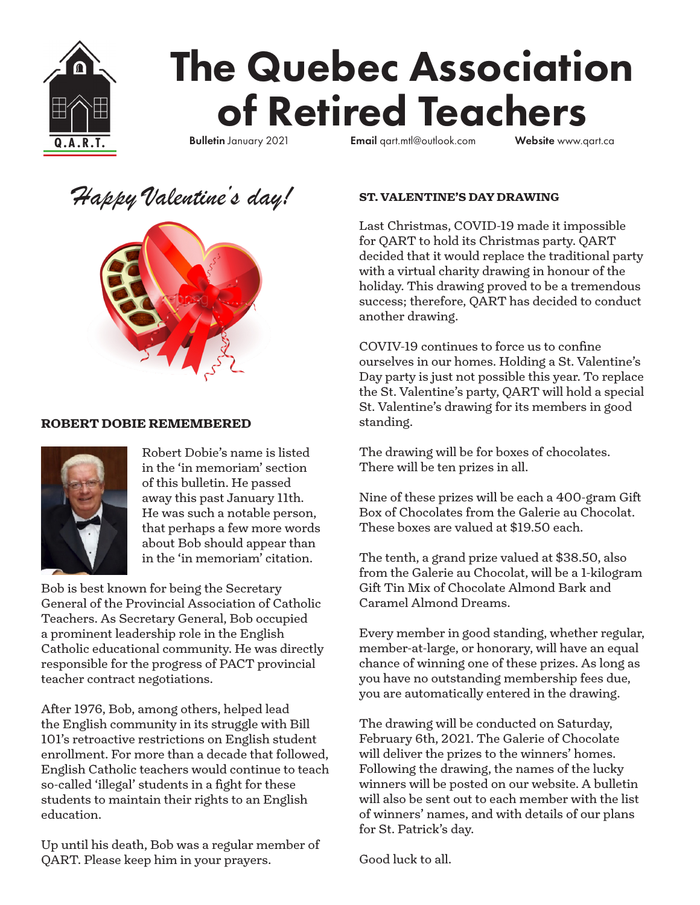# The Quebec Association of Retired Teachers

**Bulletin** January 2021 **Email** qart.mtl@outlook.com **Website** www.qart.ca

*Happy Valentine's day!*

## ROBERT DOBIE REMEMBERED

Robert Dobie's name is listed in the 'in memoriam' section of this bulletin. He passed away this past January 11th. He was such a notable person, that perhaps a few more words about Bob should appear than in the 'in memoriam' citation.

Bob is best known for being the Secretary General of the Provincial Association of Catholic Teachers. As Secretary General, Bob occupied a prominent leadership role in the English Catholic educational community. He was directly responsible for the progress of PACT provincial teacher contract negotiations.

After 1976, Bob, among others, helped lead the English community in its struggle with Bill 101's retroactive restrictions on English student enrollment. For more than a decade that followed, English Catholic teachers would continue to teach so-called 'illegal' students in a fight for these students to maintain their rights to an English education.

Up until his death, Bob was a regular member of QART. Please keep him in your prayers.

## ST. VALENTINE'S DAY DRAWING

Last Christmas, COVID-19 made it impossible for QART to hold its Christmas party. QART decided that it would replace the traditional party with a virtual charity drawing in honour of the holiday. This drawing proved to be a tremendous success; therefore, QART has decided to conduct another drawing.

COVIV-19 continues to force us to confine ourselves in our homes. Holding a St. Valentine's Day party is just not possible this year. To replace the St. Valentine's party, QART will hold a special St. Valentine's drawing for its members in good standing.

The drawing will be for boxes of chocolates. There will be ten prizes in all.

Nine of these prizes will be each a 400-gram Gift Box of Chocolates from the Galerie au Chocolat. These boxes are valued at $19.50 each.

The tenth, a grand prize valued at $38.50, also from the Galerie au Chocolat, will be a 1-kilogram Gift Tin Mix of Chocolate Almond Bark and Caramel Almond Dreams.

Every member in good standing, whether regular, member-at-large, or honorary, will have an equal chance of winning one of these prizes. As long as you have no outstanding membership fees due, you are automatically entered in the drawing.

The drawing will be conducted on Saturday, February 6th, 2021. The Galerie of Chocolate will deliver the prizes to the winners' homes. Following the drawing, the names of the lucky winners will be posted on our website. A bulletin will also be sent out to each member with the list of winners' names, and with details of our plans for St. Patrick's day.

Good luck to all.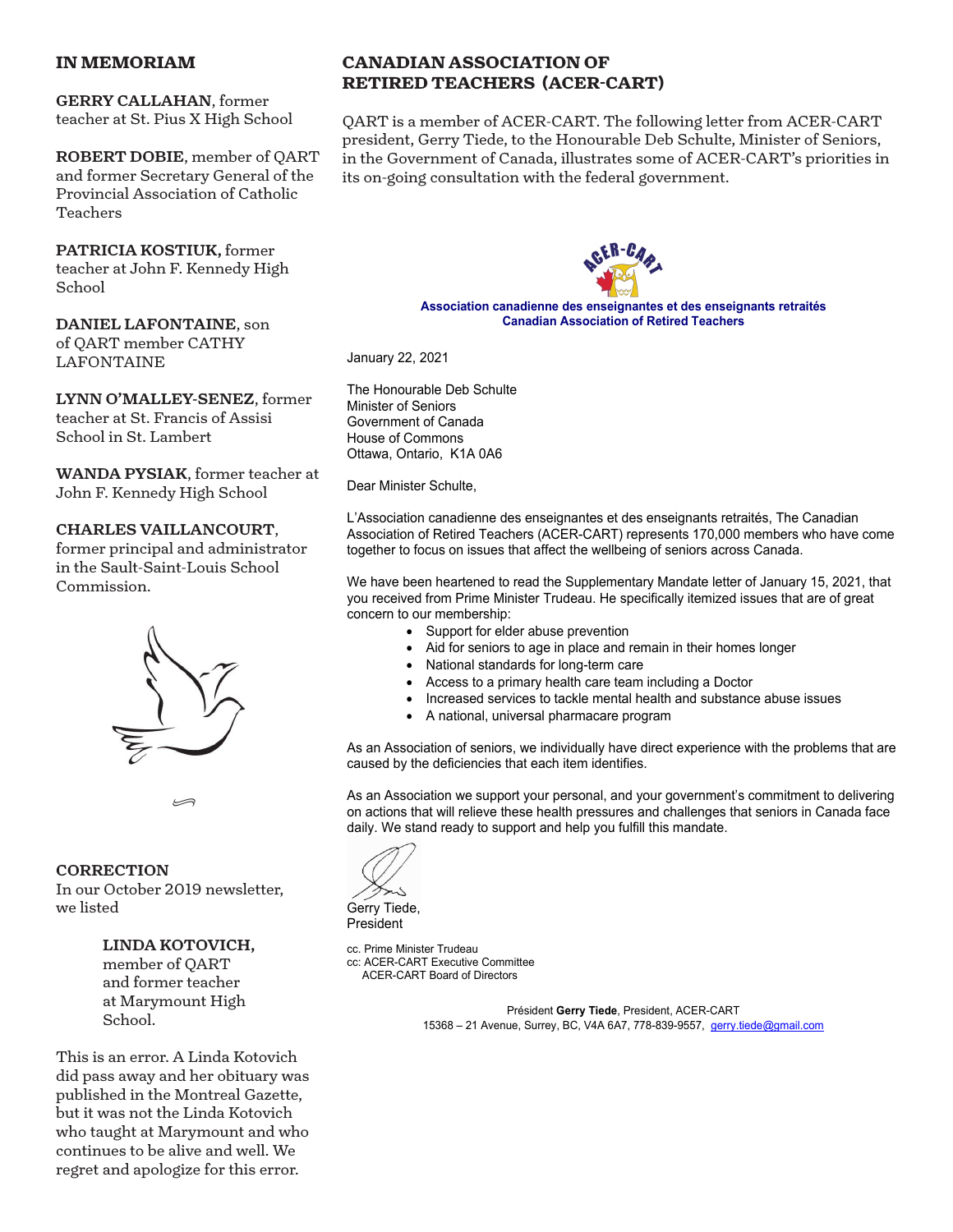## IN MEMORIAM

**GERRY CALLAHAN**, former teacher at St. Pius X High School

**ROBERT DOBIE**, member of QART and former Secretary General of the Provincial Association of Catholic Teachers

**PATRICIA KOSTIUK,** former teacher at John F. Kennedy High School

**DANIEL LAFONTAINE**, son of QART member CATHY LAFONTAINE

**LYNN O'MALLEY-SENEZ**, former teacher at St. Francis of Assisi School in St. Lambert

**WANDA PYSIAK**, former teacher at John F. Kennedy High School

**CHARLES VAILLANCOURT**, former principal and administrator in the Sault-Saint-Louis School Commission.

## CORRECTION

In our October 2019 newsletter, we listed

**LINDA KOTOVICH,** member of QART and former teacher at Marymount High School.

This is an error. A Linda Kotovich did pass away and her obituary was published in the Montreal Gazette, but it was not the Linda Kotovich who taught at Marymount and who continues to be alive and well. We regret and apologize for this error.

## CANADIAN ASSOCIATION OF RETIRED TEACHERS (ACER-CART)

QART is a member of ACER-CART. The following letter from ACER-CART president, Gerry Tiede, to the Honourable Deb Schulte, Minister of Seniors, in the Government of Canada, illustrates some of ACER-CART's priorities in its on-going consultation with the federal government.

**Association canadienne des enseignantes et des enseignants retraités**
**Canadian Association of Retired Teachers**

January 22, 2021

The Honourable Deb Schulte
Minister of Seniors
Government of Canada
House of Commons
Ottawa, Ontario, K1A 0A6

Dear Minister Schulte,

L'Association canadienne des enseignantes et des enseignants retraités, The Canadian Association of Retired Teachers (ACER-CART) represents 170,000 members who have come together to focus on issues that affect the wellbeing of seniors across Canada.

We have been heartened to read the Supplementary Mandate letter of January 15, 2021, that you received from Prime Minister Trudeau. He specifically itemized issues that are of great concern to our membership:

- Support for elder abuse prevention
- Aid for seniors to age in place and remain in their homes longer
- National standards for long-term care
- Access to a primary health care team including a Doctor
- Increased services to tackle mental health and substance abuse issues
- A national, universal pharmacare program

As an Association of seniors, we individually have direct experience with the problems that are caused by the deficiencies that each item identifies.

As an Association we support your personal, and your government's commitment to delivering on actions that will relieve these health pressures and challenges that seniors in Canada face daily. We stand ready to support and help you fulfill this mandate.

Gerry Tiede,
President

cc. Prime Minister Trudeau
cc: ACER-CART Executive Committee
ACER-CART Board of Directors

Président **Gerry Tiede**, President, ACER-CART
15368 – 21 Avenue, Surrey, BC, V4A 6A7, 778-839-9557, gerry.tiede@gmail.com